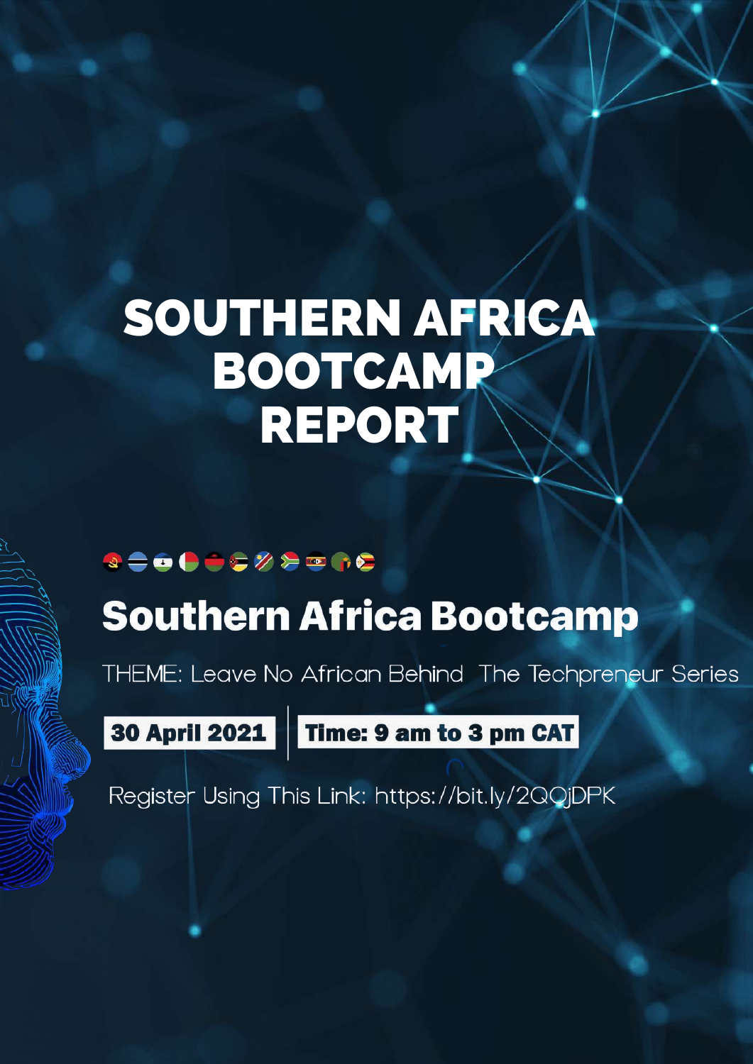# SOUTHERN AFRICA BOOTCAMP REPORT

## Southern Africa Bootcamp

THEME: Leave No African Behind The Techpreneur Series

**30 April 2021** | **Time: 9 am to 3 pm CAT**

Register Using This Link: https://bit.ly/2QQjDPK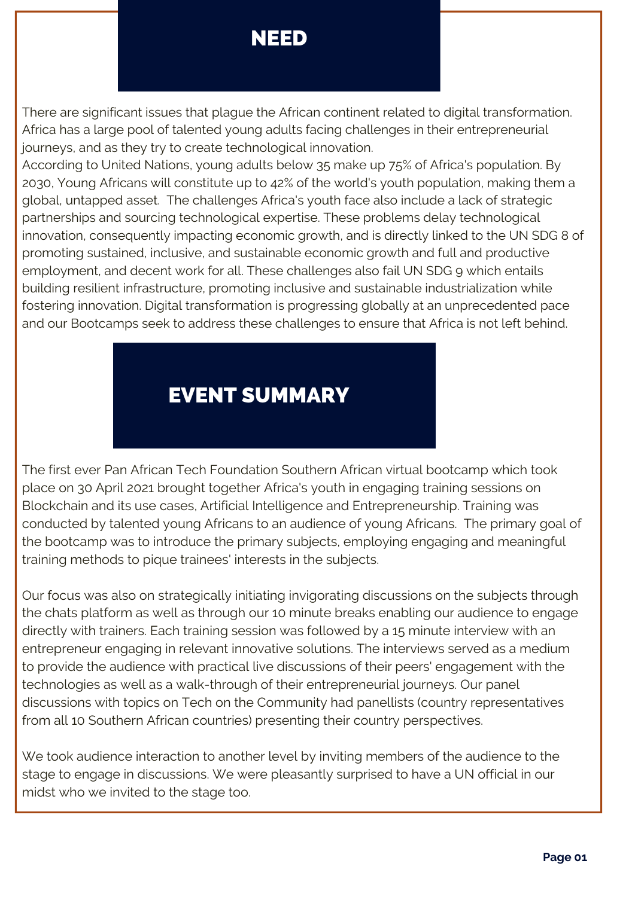# NEED

There are significant issues that plague the African continent related to digital transformation. Africa has a large pool of talented young adults facing challenges in their entrepreneurial journeys, and as they try to create technological innovation.
According to United Nations, young adults below 35 make up 75% of Africa's population. By 2030, Young Africans will constitute up to 42% of the world's youth population, making them a global, untapped asset. The challenges Africa's youth face also include a lack of strategic partnerships and sourcing technological expertise. These problems delay technological innovation, consequently impacting economic growth, and is directly linked to the UN SDG 8 of promoting sustained, inclusive, and sustainable economic growth and full and productive employment, and decent work for all. These challenges also fail UN SDG 9 which entails building resilient infrastructure, promoting inclusive and sustainable industrialization while fostering innovation. Digital transformation is progressing globally at an unprecedented pace and our Bootcamps seek to address these challenges to ensure that Africa is not left behind.

# EVENT SUMMARY

The first ever Pan African Tech Foundation Southern African virtual bootcamp which took place on 30 April 2021 brought together Africa's youth in engaging training sessions on Blockchain and its use cases, Artificial Intelligence and Entrepreneurship. Training was conducted by talented young Africans to an audience of young Africans. The primary goal of the bootcamp was to introduce the primary subjects, employing engaging and meaningful training methods to pique trainees' interests in the subjects.

Our focus was also on strategically initiating invigorating discussions on the subjects through the chats platform as well as through our 10 minute breaks enabling our audience to engage directly with trainers. Each training session was followed by a 15 minute interview with an entrepreneur engaging in relevant innovative solutions. The interviews served as a medium to provide the audience with practical live discussions of their peers' engagement with the technologies as well as a walk-through of their entrepreneurial journeys. Our panel discussions with topics on Tech on the Community had panellists (country representatives from all 10 Southern African countries) presenting their country perspectives.

We took audience interaction to another level by inviting members of the audience to the stage to engage in discussions. We were pleasantly surprised to have a UN official in our midst who we invited to the stage too.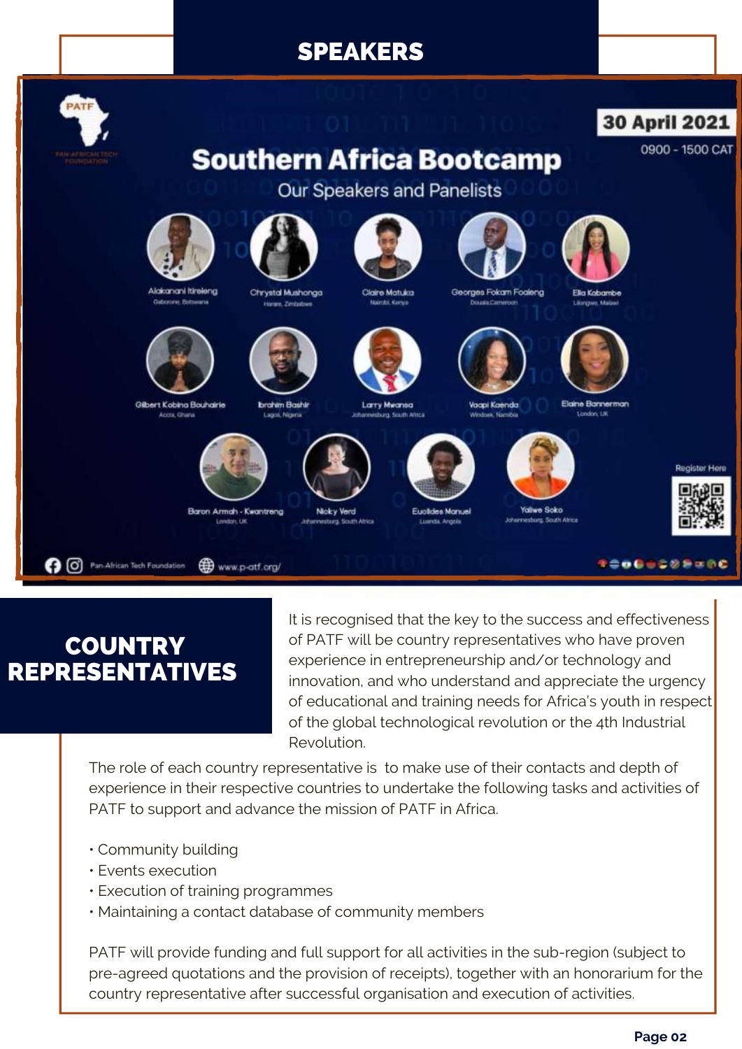# SPEAKERS

30 April 2021

0900 - 1500 CAT

## Southern Africa Bootcamp

Our Speakers and Panelists

Alakanani Itireleng, Gaborone, Botswana
Chrystal Mushonga, Harare, Zimbabwe
Claire Matuka, Nairobi, Kenya
Georges Fokam Foaleng, Douala, Cameroon
Ella Kabambe, Lilongwe, Malawi
Gilbert Kobina Bouhairie, Accra, Ghana
Ibrahim Bashir, Lagos, Nigeria
Larry Mwansa, Johannesburg, South Africa
Vaapi Kaenda, Windoek, Namibia
Elaine Bannerman, London, UK
Baron Armah - Kwantreng, London, UK
Nicky Verd, Johannesburg, South Africa
Euclides Manuel, Luanda, Angola
Yallwe Soko, Johannesburg, South Africa

Register Here

Pan-African Tech Foundation www.p-atf.org/

# COUNTRY REPRESENTATIVES

It is recognised that the key to the success and effectiveness of PATF will be country representatives who have proven experience in entrepreneurship and/or technology and innovation, and who understand and appreciate the urgency of educational and training needs for Africa's youth in respect of the global technological revolution or the 4th Industrial Revolution.

The role of each country representative is to make use of their contacts and depth of experience in their respective countries to undertake the following tasks and activities of PATF to support and advance the mission of PATF in Africa.

- Community building
- Events execution
- Execution of training programmes
- Maintaining a contact database of community members

PATF will provide funding and full support for all activities in the sub-region (subject to pre-agreed quotations and the provision of receipts), together with an honorarium for the country representative after successful organisation and execution of activities.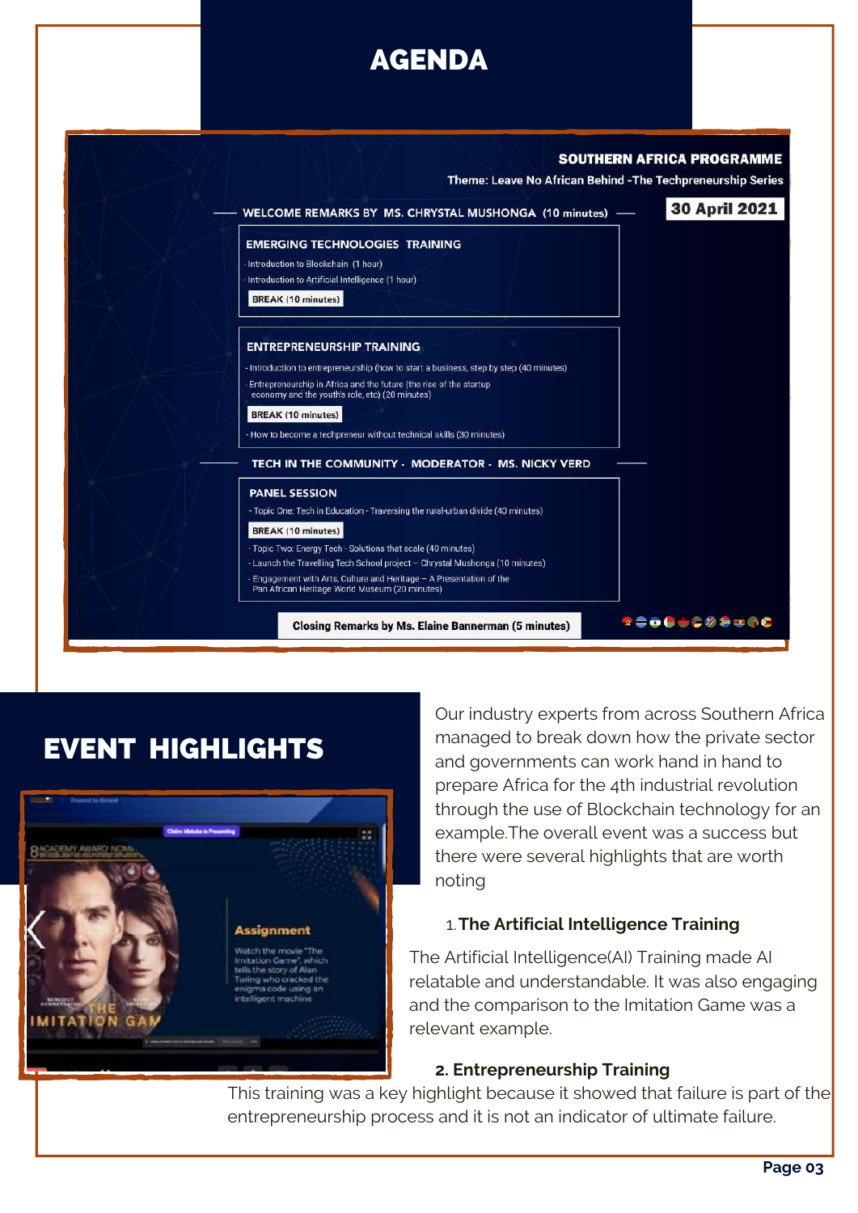# AGENDA

**SOUTHERN AFRICA PROGRAMME**

Theme: Leave No African Behind -The Techpreneurship Series

**30 April 2021**

WELCOME REMARKS BY MS. CHRYSTAL MUSHONGA (10 minutes)

**EMERGING TECHNOLOGIES TRAINING**

- Introduction to Blockchain (1 hour)
- Introduction to Artificial Intelligence (1 hour)

BREAK (10 minutes)

**ENTREPRENEURSHIP TRAINING**

- Introduction to entrepreneurship (how to start a business, step by step (40 minutes)
- Entrepreneurship in Africa and the future (the rise of the startup economy and the youth's role, etc) (20 minutes)

BREAK (10 minutes)

- How to become a techpreneur without technical skills (30 minutes)

TECH IN THE COMMUNITY - MODERATOR - MS. NICKY VERD

**PANEL SESSION**

- Topic One: Tech in Education - Traversing the rural-urban divide (40 minutes)

BREAK (10 minutes)

- Topic Two: Energy Tech - Solutions that scale (40 minutes)
- Launch the Travelling Tech School project – Chrystal Mushonga (10 minutes)
- Engagement with Arts, Culture and Heritage – A Presentation of the Pan African Heritage World Museum (20 minutes)

Closing Remarks by Ms. Elaine Bannerman (5 minutes)

# EVENT HIGHLIGHTS

Our industry experts from across Southern Africa managed to break down how the private sector and governments can work hand in hand to prepare Africa for the 4th industrial revolution through the use of Blockchain technology for an example.The overall event was a success but there were several highlights that are worth noting

1. **The Artificial Intelligence Training**

The Artificial Intelligence(AI) Training made AI relatable and understandable. It was also engaging and the comparison to the Imitation Game was a relevant example.

2. **Entrepreneurship Training**

This training was a key highlight because it showed that failure is part of the entrepreneurship process and it is not an indicator of ultimate failure.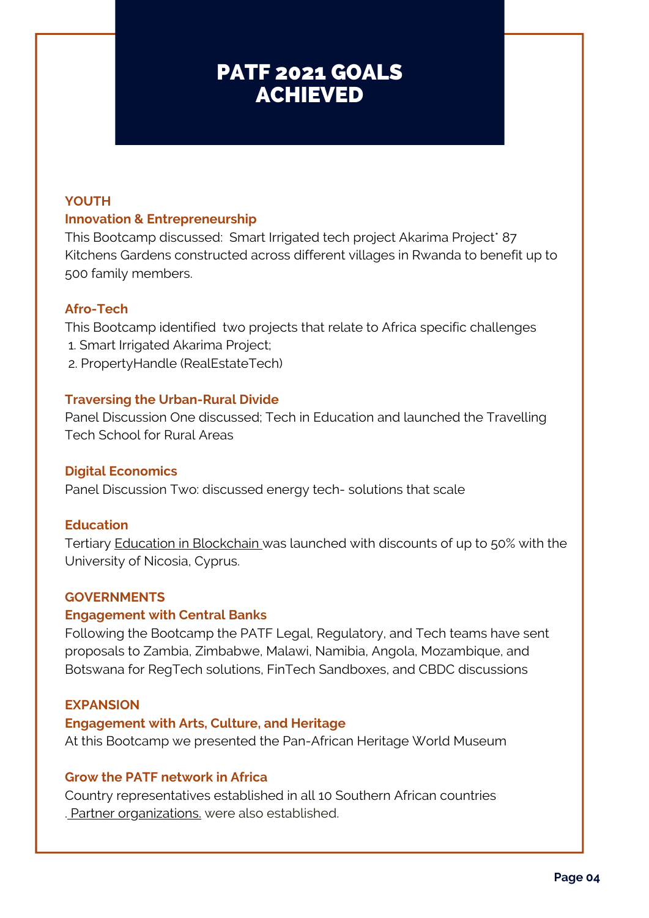# PATF 2021 GOALS ACHIEVED

## YOUTH

### Innovation & Entrepreneurship

This Bootcamp discussed: Smart Irrigated tech project Akarima Project* 87 Kitchens Gardens constructed across different villages in Rwanda to benefit up to 500 family members.

### Afro-Tech

This Bootcamp identified two projects that relate to Africa specific challenges

1. Smart Irrigated Akarima Project;
2. PropertyHandle (RealEstateTech)

### Traversing the Urban-Rural Divide

Panel Discussion One discussed; Tech in Education and launched the Travelling Tech School for Rural Areas

### Digital Economics

Panel Discussion Two: discussed energy tech- solutions that scale

### Education

Tertiary Education in Blockchain was launched with discounts of up to 50% with the University of Nicosia, Cyprus.

## GOVERNMENTS

### Engagement with Central Banks

Following the Bootcamp the PATF Legal, Regulatory, and Tech teams have sent proposals to Zambia, Zimbabwe, Malawi, Namibia, Angola, Mozambique, and Botswana for RegTech solutions, FinTech Sandboxes, and CBDC discussions

## EXPANSION

### Engagement with Arts, Culture, and Heritage

At this Bootcamp we presented the Pan-African Heritage World Museum

### Grow the PATF network in Africa

Country representatives established in all 10 Southern African countries . Partner organizations. were also established.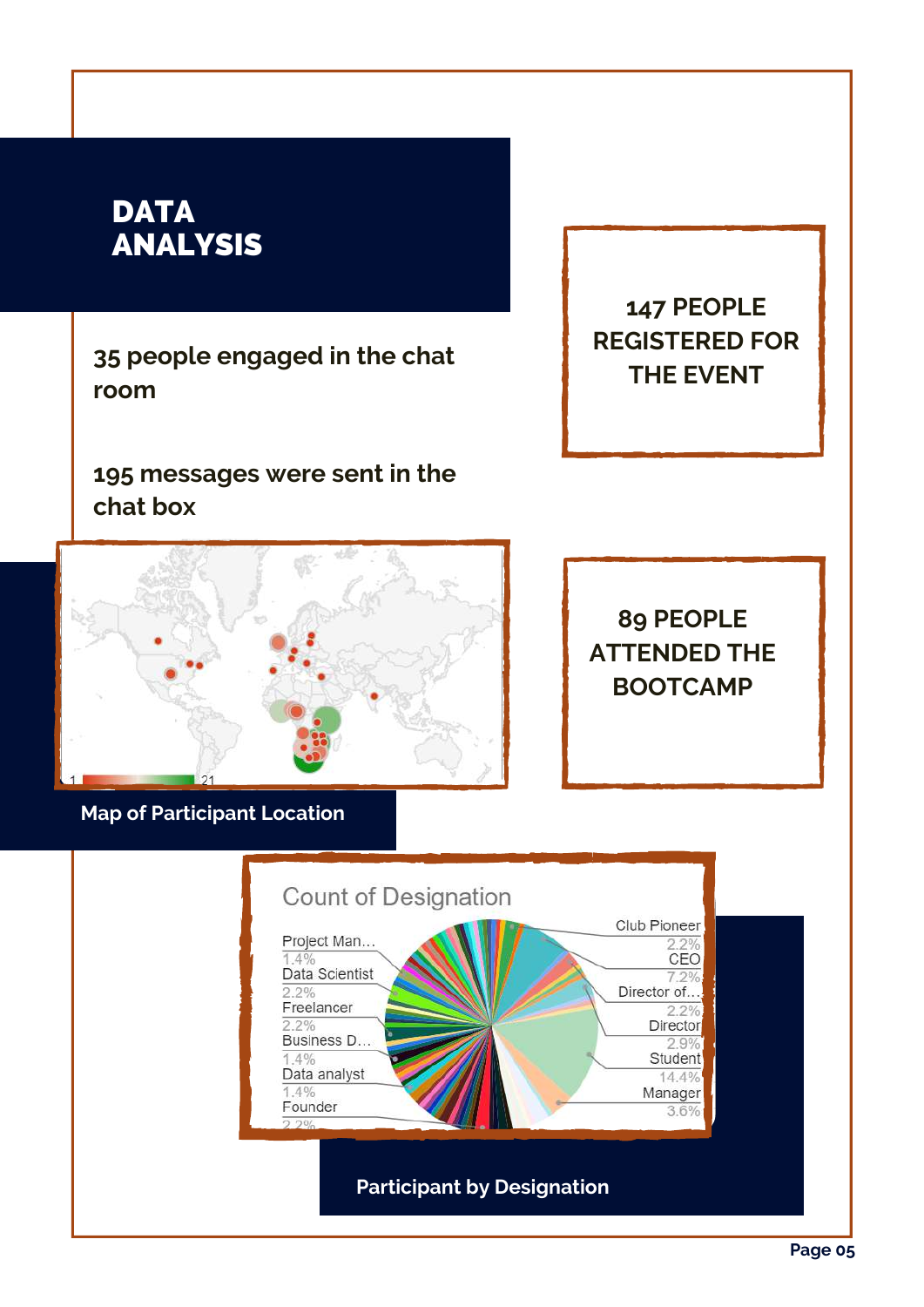# DATA ANALYSIS

35 people engaged in the chat room

195 messages were sent in the chat box

**147 PEOPLE REGISTERED FOR THE EVENT**

**89 PEOPLE ATTENDED THE BOOTCAMP**

Map of Participant Location

Count of Designation

Project Man... 1.4%
Data Scientist 2.2%
Freelancer 2.2%
Business D... 1.4%
Data analyst 1.4%
Founder 2.2%
Club Pioneer 2.2%
CEO 7.2%
Director of... 2.2%
Director 2.9%
Student 14.4%
Manager 3.6%

Participant by Designation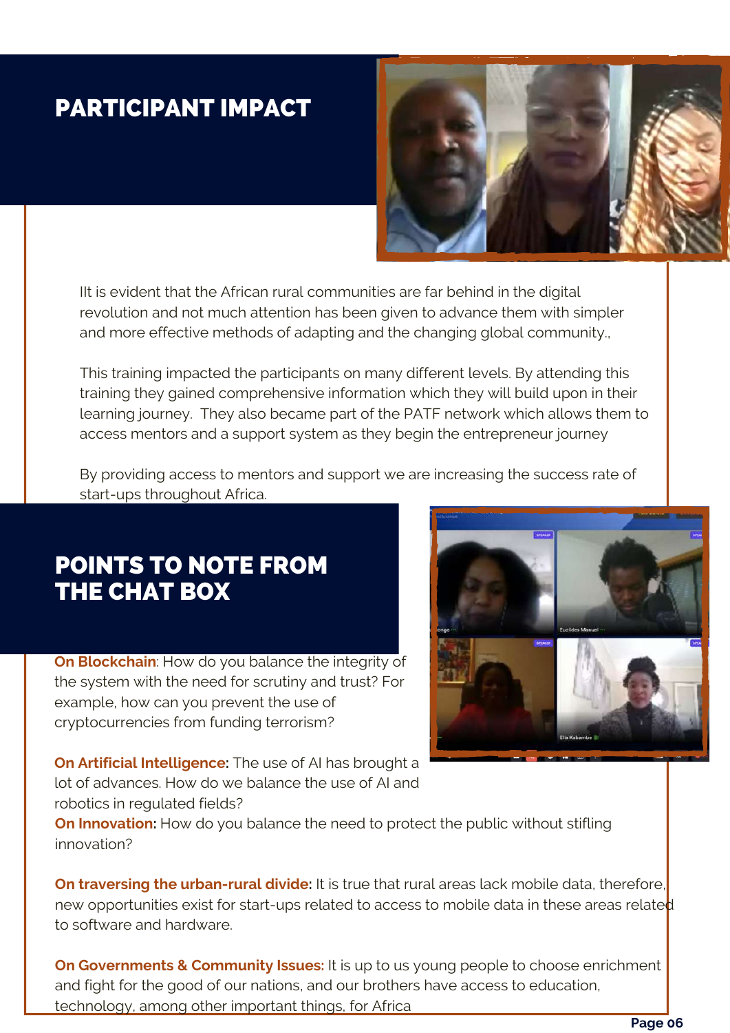# PARTICIPANT IMPACT

IIt is evident that the African rural communities are far behind in the digital revolution and not much attention has been given to advance them with simpler and more effective methods of adapting and the changing global community.,

This training impacted the participants on many different levels. By attending this training they gained comprehensive information which they will build upon in their learning journey. They also became part of the PATF network which allows them to access mentors and a support system as they begin the entrepreneur journey

By providing access to mentors and support we are increasing the success rate of start-ups throughout Africa.

# POINTS TO NOTE FROM THE CHAT BOX

**On Blockchain**: How do you balance the integrity of the system with the need for scrutiny and trust? For example, how can you prevent the use of cryptocurrencies from funding terrorism?

**On Artificial Intelligence:** The use of AI has brought a lot of advances. How do we balance the use of AI and robotics in regulated fields?
**On Innovation:** How do you balance the need to protect the public without stifling innovation?

**On traversing the urban-rural divide:** It is true that rural areas lack mobile data, therefore, new opportunities exist for start-ups related to access to mobile data in these areas related to software and hardware.

**On Governments & Community Issues:** It is up to us young people to choose enrichment and fight for the good of our nations, and our brothers have access to education, technology, among other important things, for Africa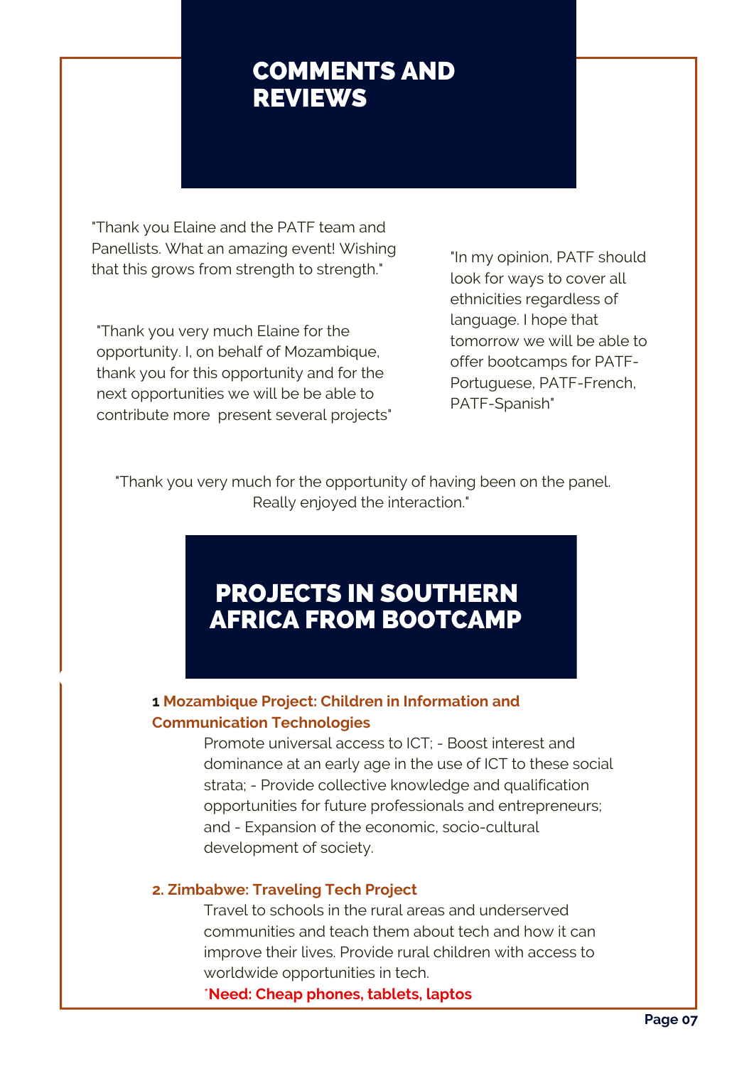## COMMENTS AND REVIEWS

"Thank you Elaine and the PATF team and Panellists. What an amazing event! Wishing that this grows from strength to strength."

"Thank you very much Elaine for the opportunity. I, on behalf of Mozambique, thank you for this opportunity and for the next opportunities we will be be able to contribute more  present several projects"

"In my opinion, PATF should look for ways to cover all ethnicities regardless of language. I hope that tomorrow we will be able to offer bootcamps for PATF-Portuguese, PATF-French, PATF-Spanish"

"Thank you very much for the opportunity of having been on the panel. Really enjoyed the interaction."

## PROJECTS IN SOUTHERN AFRICA FROM BOOTCAMP

**1 Mozambique Project: Children in Information and Communication Technologies**

Promote universal access to ICT; - Boost interest and dominance at an early age in the use of ICT to these social strata; - Provide collective knowledge and qualification opportunities for future professionals and entrepreneurs; and - Expansion of the economic, socio-cultural development of society.

**2. Zimbabwe: Traveling Tech Project**

Travel to schools in the rural areas and underserved communities and teach them about tech and how it can improve their lives. Provide rural children with access to worldwide opportunities in tech.

**\*Need: Cheap phones, tablets, laptos**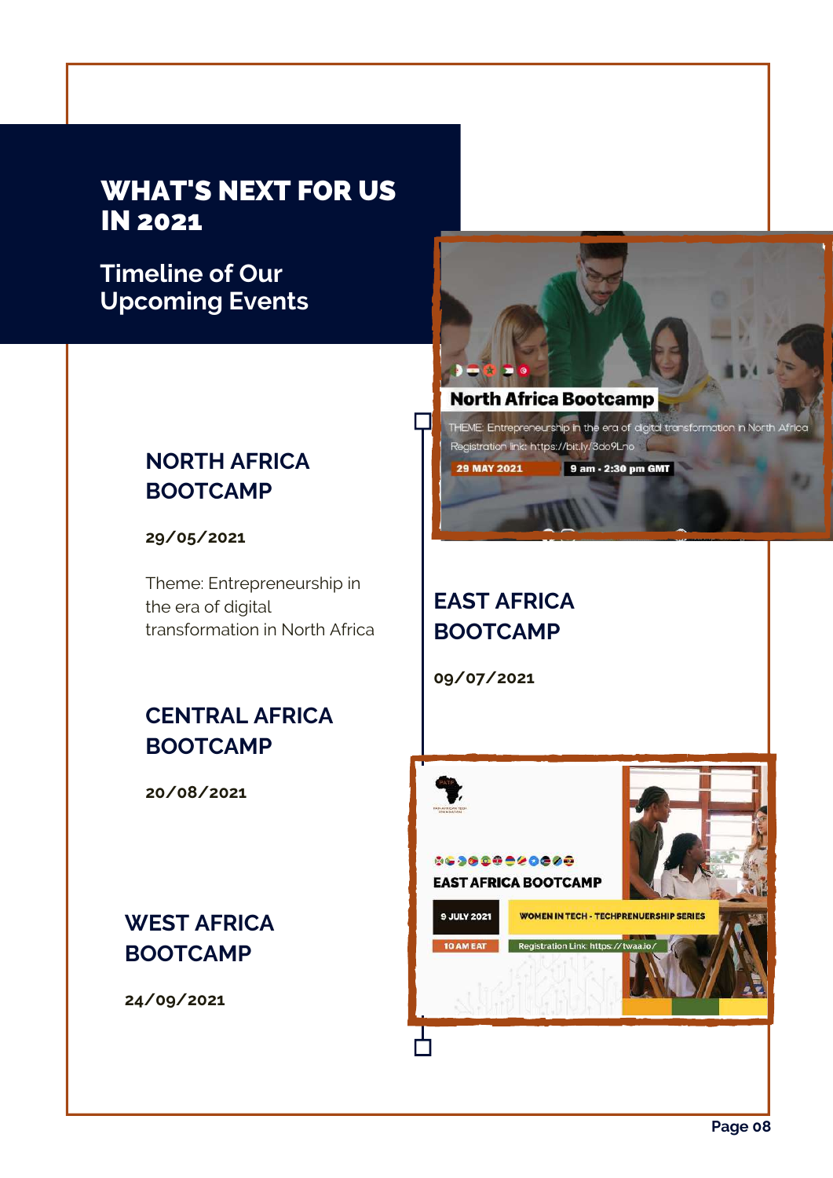# WHAT'S NEXT FOR US IN 2021

## Timeline of Our Upcoming Events

### NORTH AFRICA BOOTCAMP

**29/05/2021**

Theme: Entrepreneurship in the era of digital transformation in North Africa

### EAST AFRICA BOOTCAMP

**09/07/2021**

### CENTRAL AFRICA BOOTCAMP

**20/08/2021**

### WEST AFRICA BOOTCAMP

**24/09/2021**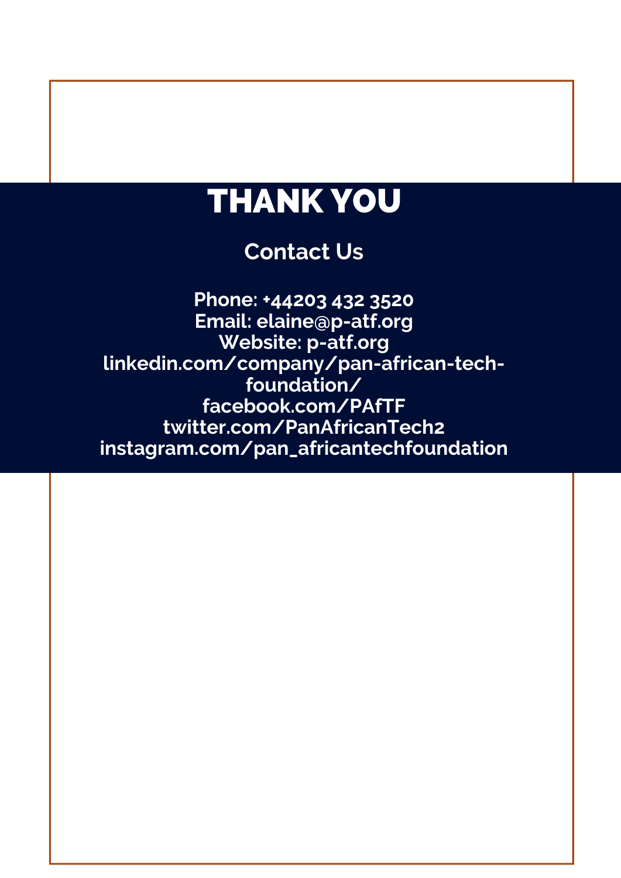# THANK YOU

## Contact Us

**Phone: +44203 432 3520**
**Email: elaine@p-atf.org**
**Website: p-atf.org**
**linkedin.com/company/pan-african-tech-foundation/**
**facebook.com/PAfTF**
**twitter.com/PanAfricanTech2**
**instagram.com/pan_africantechfoundation**